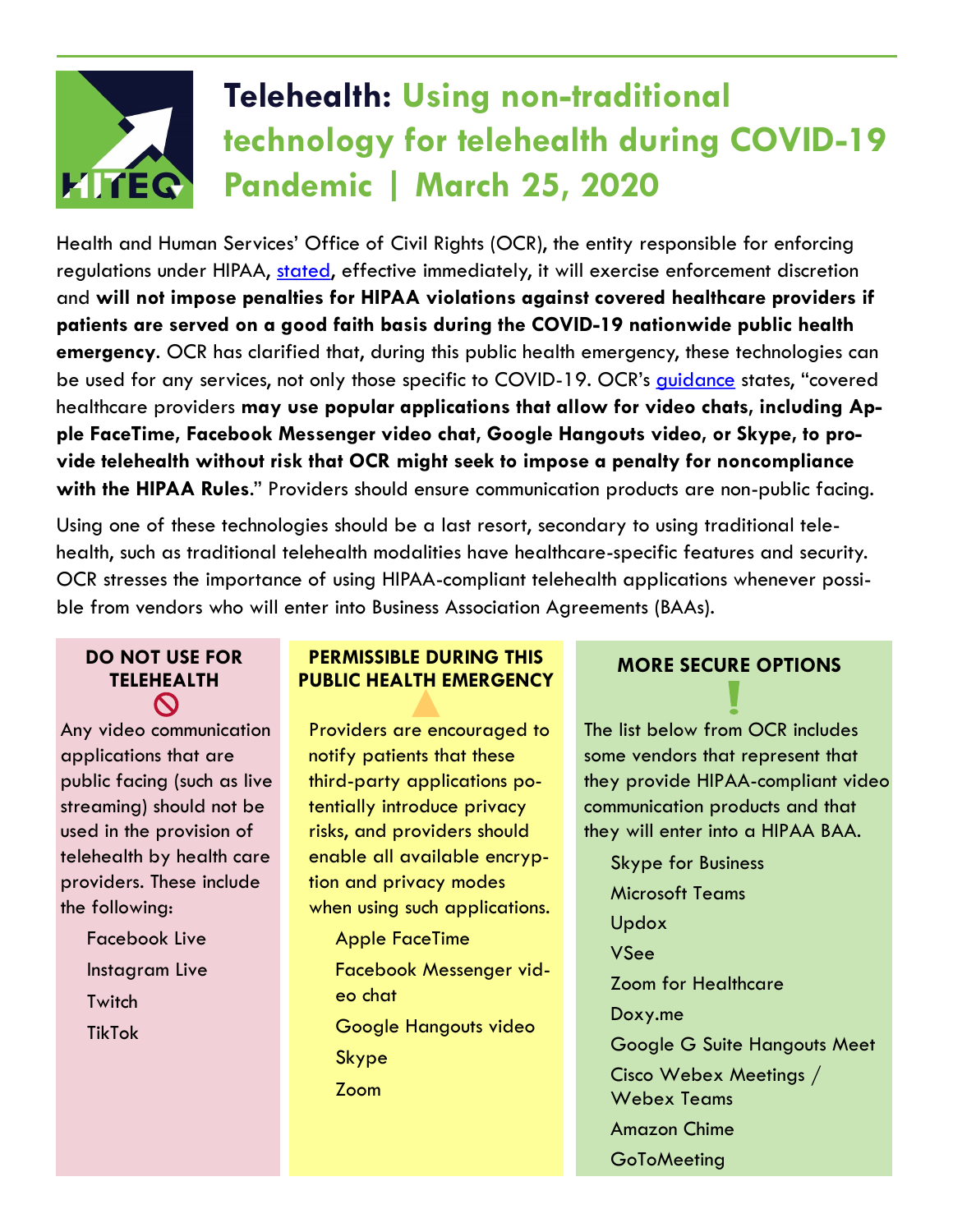# Telehealth: Using non-traditional technology for telehealth during COVID-19 Pandemic | March 25, 2020

Health and Human Services' Office of Civil Rights (OCR), the entity responsible for enforcing regulations under HIPAA, stated, effective immediately, it will exercise enforcement discretion and **will not impose penalties for HIPAA violations against covered healthcare providers if patients are served on a good faith basis during the COVID-19 nationwide public health emergency**. OCR has clarified that, during this public health emergency, these technologies can be used for any services, not only those specific to COVID-19. OCR's guidance states, "covered healthcare providers **may use popular applications that allow for video chats, including Apple FaceTime, Facebook Messenger video chat, Google Hangouts video, or Skype, to provide telehealth without risk that OCR might seek to impose a penalty for noncompliance with the HIPAA Rules**." Providers should ensure communication products are non-public facing.

Using one of these technologies should be a last resort, secondary to using traditional telehealth, such as traditional telehealth modalities have healthcare-specific features and security. OCR stresses the importance of using HIPAA-compliant telehealth applications whenever possible from vendors who will enter into Business Association Agreements (BAAs).

## DO NOT USE FOR TELEHEALTH

Any video communication applications that are public facing (such as live streaming) should not be used in the provision of telehealth by health care providers. These include the following:

- Facebook Live
- Instagram Live
- Twitch
- TikTok

## PERMISSIBLE DURING THIS PUBLIC HEALTH EMERGENCY

Providers are encouraged to notify patients that these third-party applications potentially introduce privacy risks, and providers should enable all available encryption and privacy modes when using such applications.

- Apple FaceTime
- Facebook Messenger video chat
- Google Hangouts video
- Skype
- Zoom

## MORE SECURE OPTIONS

The list below from OCR includes some vendors that represent that they provide HIPAA-compliant video communication products and that they will enter into a HIPAA BAA.

- Skype for Business
- Microsoft Teams
- Updox
- VSee
- Zoom for Healthcare
- Doxy.me
- Google G Suite Hangouts Meet
- Cisco Webex Meetings / Webex Teams
- Amazon Chime
- GoToMeeting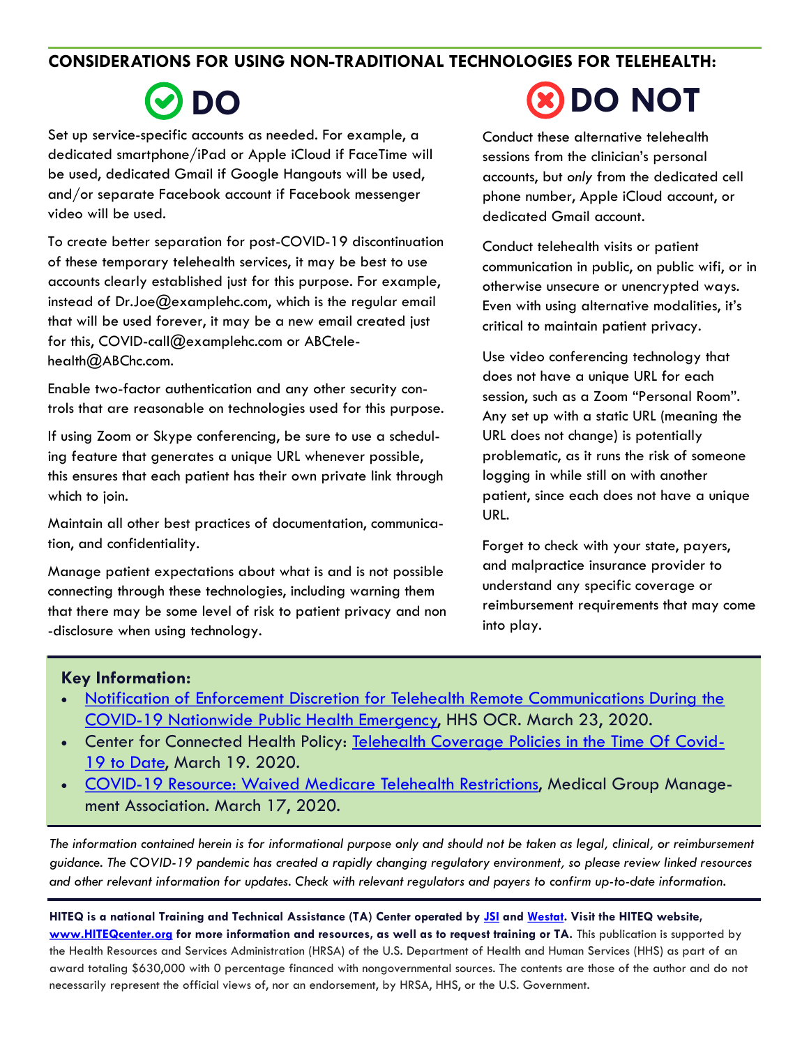## CONSIDERATIONS FOR USING NON-TRADITIONAL TECHNOLOGIES FOR TELEHEALTH:

### DO

Set up service-specific accounts as needed. For example, a dedicated smartphone/iPad or Apple iCloud if FaceTime will be used, dedicated Gmail if Google Hangouts will be used, and/or separate Facebook account if Facebook messenger video will be used.

To create better separation for post-COVID-19 discontinuation of these temporary telehealth services, it may be best to use accounts clearly established just for this purpose. For example, instead of Dr.Joe@examplehc.com, which is the regular email that will be used forever, it may be a new email created just for this, COVID-call@examplehc.com or ABCtele-health@ABChc.com.

Enable two-factor authentication and any other security controls that are reasonable on technologies used for this purpose.

If using Zoom or Skype conferencing, be sure to use a scheduling feature that generates a unique URL whenever possible, this ensures that each patient has their own private link through which to join.

Maintain all other best practices of documentation, communication, and confidentiality.

Manage patient expectations about what is and is not possible connecting through these technologies, including warning them that there may be some level of risk to patient privacy and non-disclosure when using technology.

### DO NOT

Conduct these alternative telehealth sessions from the clinician's personal accounts, but *only* from the dedicated cell phone number, Apple iCloud account, or dedicated Gmail account.

Conduct telehealth visits or patient communication in public, on public wifi, or in otherwise unsecure or unencrypted ways. Even with using alternative modalities, it's critical to maintain patient privacy.

Use video conferencing technology that does not have a unique URL for each session, such as a Zoom "Personal Room". Any set up with a static URL (meaning the URL does not change) is potentially problematic, as it runs the risk of someone logging in while still on with another patient, since each does not have a unique URL.

Forget to check with your state, payers, and malpractice insurance provider to understand any specific coverage or reimbursement requirements that may come into play.

**Key Information:**

- Notification of Enforcement Discretion for Telehealth Remote Communications During the COVID-19 Nationwide Public Health Emergency, HHS OCR. March 23, 2020.
- Center for Connected Health Policy: Telehealth Coverage Policies in the Time Of Covid-19 to Date, March 19. 2020.
- COVID-19 Resource: Waived Medicare Telehealth Restrictions, Medical Group Management Association. March 17, 2020.

*The information contained herein is for informational purpose only and should not be taken as legal, clinical, or reimbursement guidance. The COVID-19 pandemic has created a rapidly changing regulatory environment, so please review linked resources and other relevant information for updates. Check with relevant regulators and payers to confirm up-to-date information.*

**HITEQ is a national Training and Technical Assistance (TA) Center operated by JSI and Westat. Visit the HITEQ website, www.HITEQcenter.org for more information and resources, as well as to request training or TA.** This publication is supported by the Health Resources and Services Administration (HRSA) of the U.S. Department of Health and Human Services (HHS) as part of an award totaling $630,000 with 0 percentage financed with nongovernmental sources. The contents are those of the author and do not necessarily represent the official views of, nor an endorsement, by HRSA, HHS, or the U.S. Government.